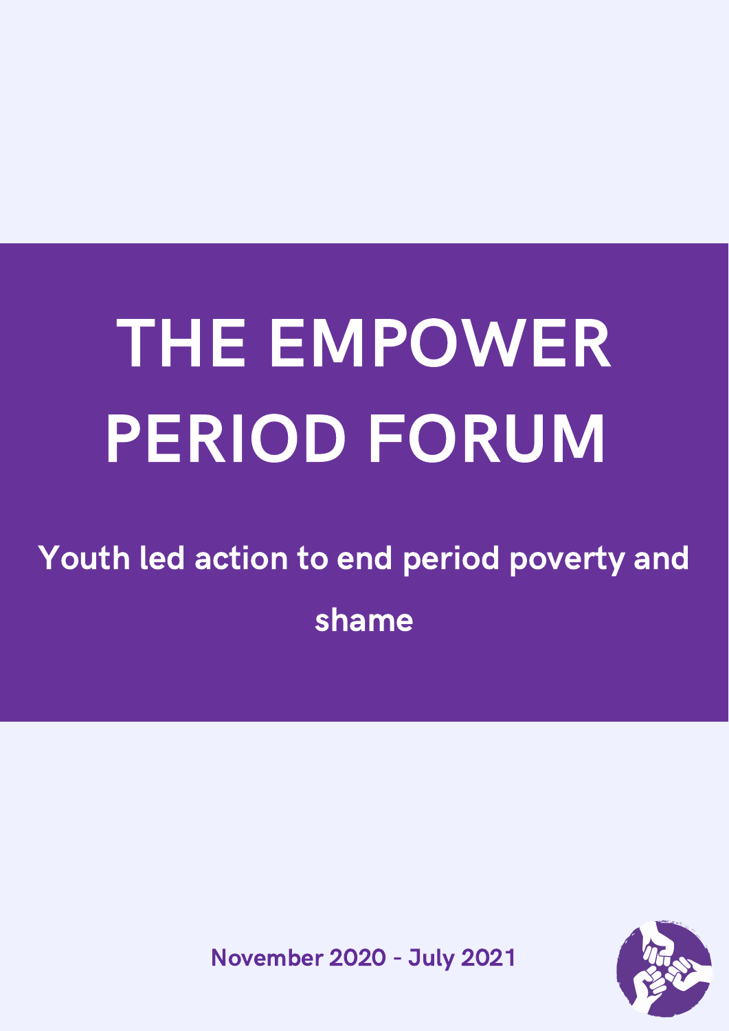# THE EMPOWER PERIOD FORUM

**Youth led action to end period poverty and shame**

**November 2020 - July 2021**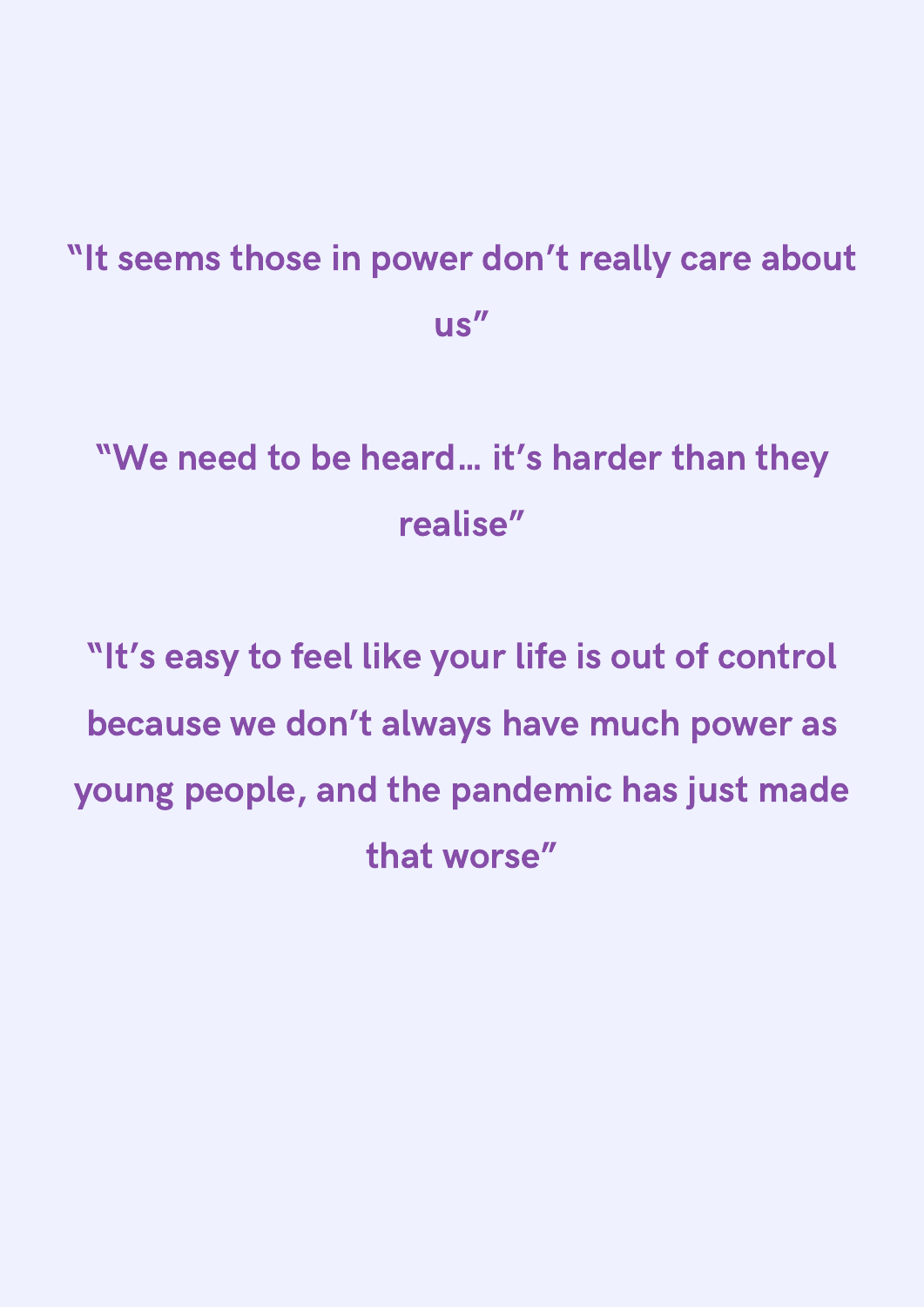**"It seems those in power don't really care about us"**

**"We need to be heard… it's harder than they realise"**

**"It's easy to feel like your life is out of control because we don't always have much power as young people, and the pandemic has just made that worse"**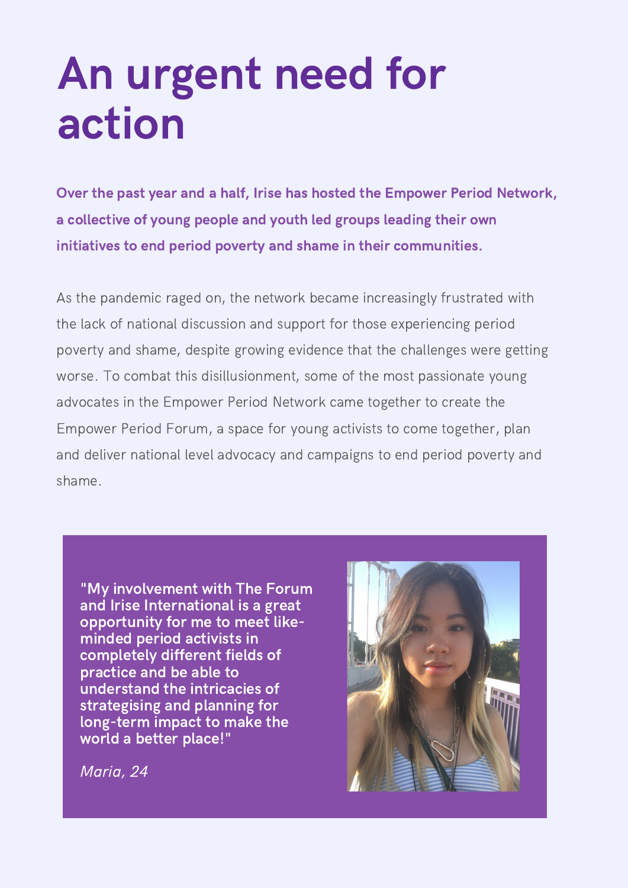# An urgent need for action

**Over the past year and a half, Irise has hosted the Empower Period Network, a collective of young people and youth led groups leading their own initiatives to end period poverty and shame in their communities.**

As the pandemic raged on, the network became increasingly frustrated with the lack of national discussion and support for those experiencing period poverty and shame, despite growing evidence that the challenges were getting worse. To combat this disillusionment, some of the most passionate young advocates in the Empower Period Network came together to create the Empower Period Forum, a space for young activists to come together, plan and deliver national level advocacy and campaigns to end period poverty and shame.

> **"My involvement with The Forum and Irise International is a great opportunity for me to meet like-minded period activists in completely different fields of practice and be able to understand the intricacies of strategising and planning for long-term impact to make the world a better place!"**
>
> *Maria, 24*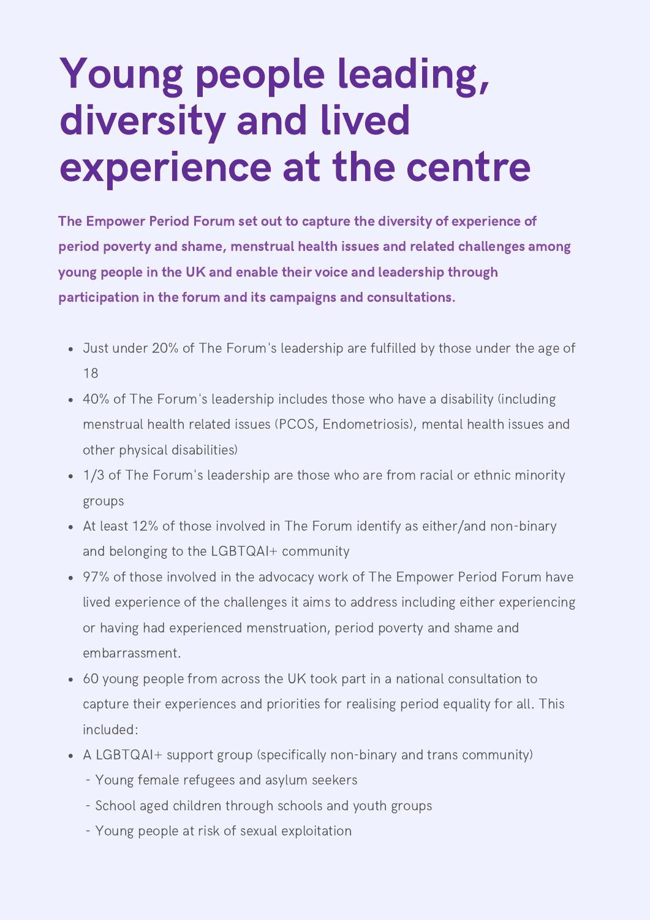# Young people leading, diversity and lived experience at the centre

**The Empower Period Forum set out to capture the diversity of experience of period poverty and shame, menstrual health issues and related challenges among young people in the UK and enable their voice and leadership through participation in the forum and its campaigns and consultations.**

- Just under 20% of The Forum's leadership are fulfilled by those under the age of 18
- 40% of The Forum's leadership includes those who have a disability (including menstrual health related issues (PCOS, Endometriosis), mental health issues and other physical disabilities)
- 1/3 of The Forum's leadership are those who are from racial or ethnic minority groups
- At least 12% of those involved in The Forum identify as either/and non-binary and belonging to the LGBTQAI+ community
- 97% of those involved in the advocacy work of The Empower Period Forum have lived experience of the challenges it aims to address including either experiencing or having had experienced menstruation, period poverty and shame and embarrassment.
- 60 young people from across the UK took part in a national consultation to capture their experiences and priorities for realising period equality for all. This included:
- A LGBTQAI+ support group (specifically non-binary and trans community)
  - Young female refugees and asylum seekers
  - School aged children through schools and youth groups
  - Young people at risk of sexual exploitation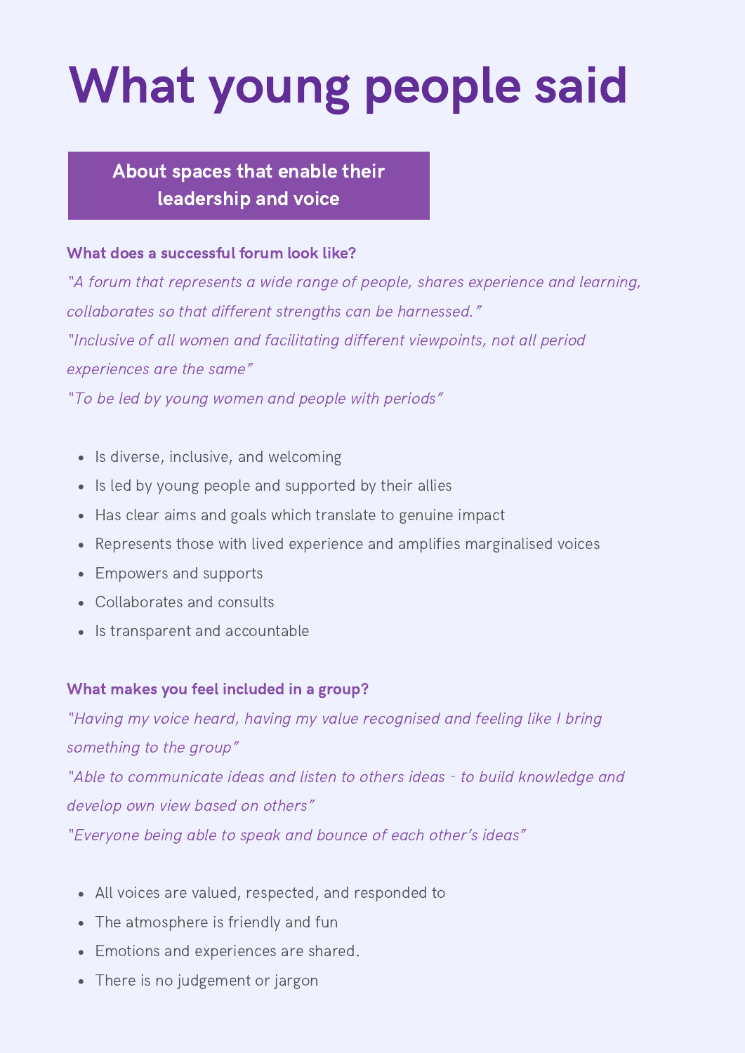# What young people said

## About spaces that enable their leadership and voice

### What does a successful forum look like?

*"A forum that represents a wide range of people, shares experience and learning, collaborates so that different strengths can be harnessed."*

*"Inclusive of all women and facilitating different viewpoints, not all period experiences are the same"*

*"To be led by young women and people with periods"*

- Is diverse, inclusive, and welcoming
- Is led by young people and supported by their allies
- Has clear aims and goals which translate to genuine impact
- Represents those with lived experience and amplifies marginalised voices
- Empowers and supports
- Collaborates and consults
- Is transparent and accountable

### What makes you feel included in a group?

*"Having my voice heard, having my value recognised and feeling like I bring something to the group"*

*"Able to communicate ideas and listen to others ideas - to build knowledge and develop own view based on others"*

*"Everyone being able to speak and bounce of each other's ideas"*

- All voices are valued, respected, and responded to
- The atmosphere is friendly and fun
- Emotions and experiences are shared.
- There is no judgement or jargon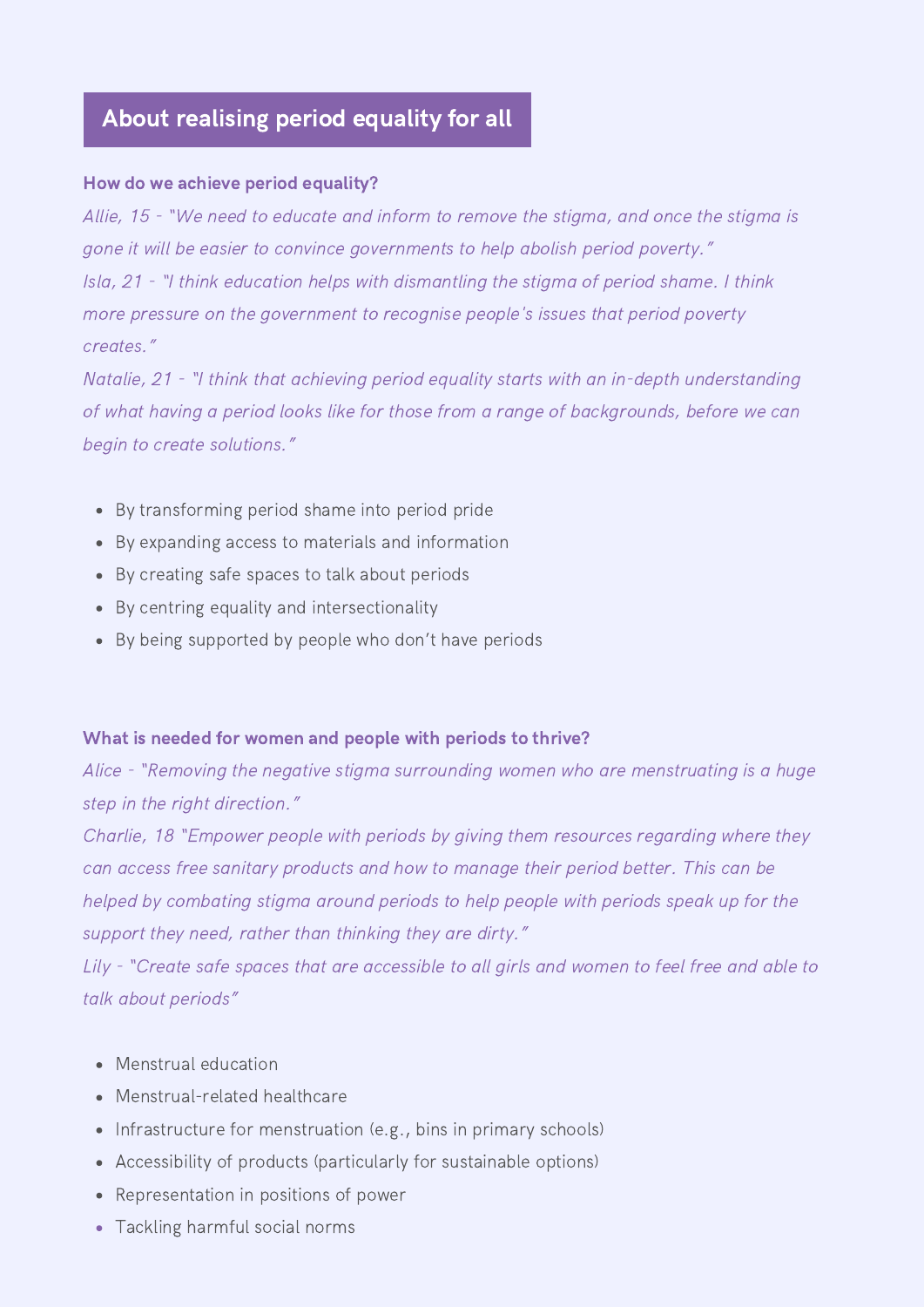## About realising period equality for all

### How do we achieve period equality?

*Allie, 15 - "We need to educate and inform to remove the stigma, and once the stigma is gone it will be easier to convince governments to help abolish period poverty."*

*Isla, 21 - "I think education helps with dismantling the stigma of period shame. I think more pressure on the government to recognise people's issues that period poverty creates."*

*Natalie, 21 - "I think that achieving period equality starts with an in-depth understanding of what having a period looks like for those from a range of backgrounds, before we can begin to create solutions."*

- By transforming period shame into period pride
- By expanding access to materials and information
- By creating safe spaces to talk about periods
- By centring equality and intersectionality
- By being supported by people who don't have periods

### What is needed for women and people with periods to thrive?

*Alice - "Removing the negative stigma surrounding women who are menstruating is a huge step in the right direction."*

*Charlie, 18 "Empower people with periods by giving them resources regarding where they can access free sanitary products and how to manage their period better. This can be helped by combating stigma around periods to help people with periods speak up for the support they need, rather than thinking they are dirty."*

*Lily - "Create safe spaces that are accessible to all girls and women to feel free and able to talk about periods"*

- Menstrual education
- Menstrual-related healthcare
- Infrastructure for menstruation (e.g., bins in primary schools)
- Accessibility of products (particularly for sustainable options)
- Representation in positions of power
- Tackling harmful social norms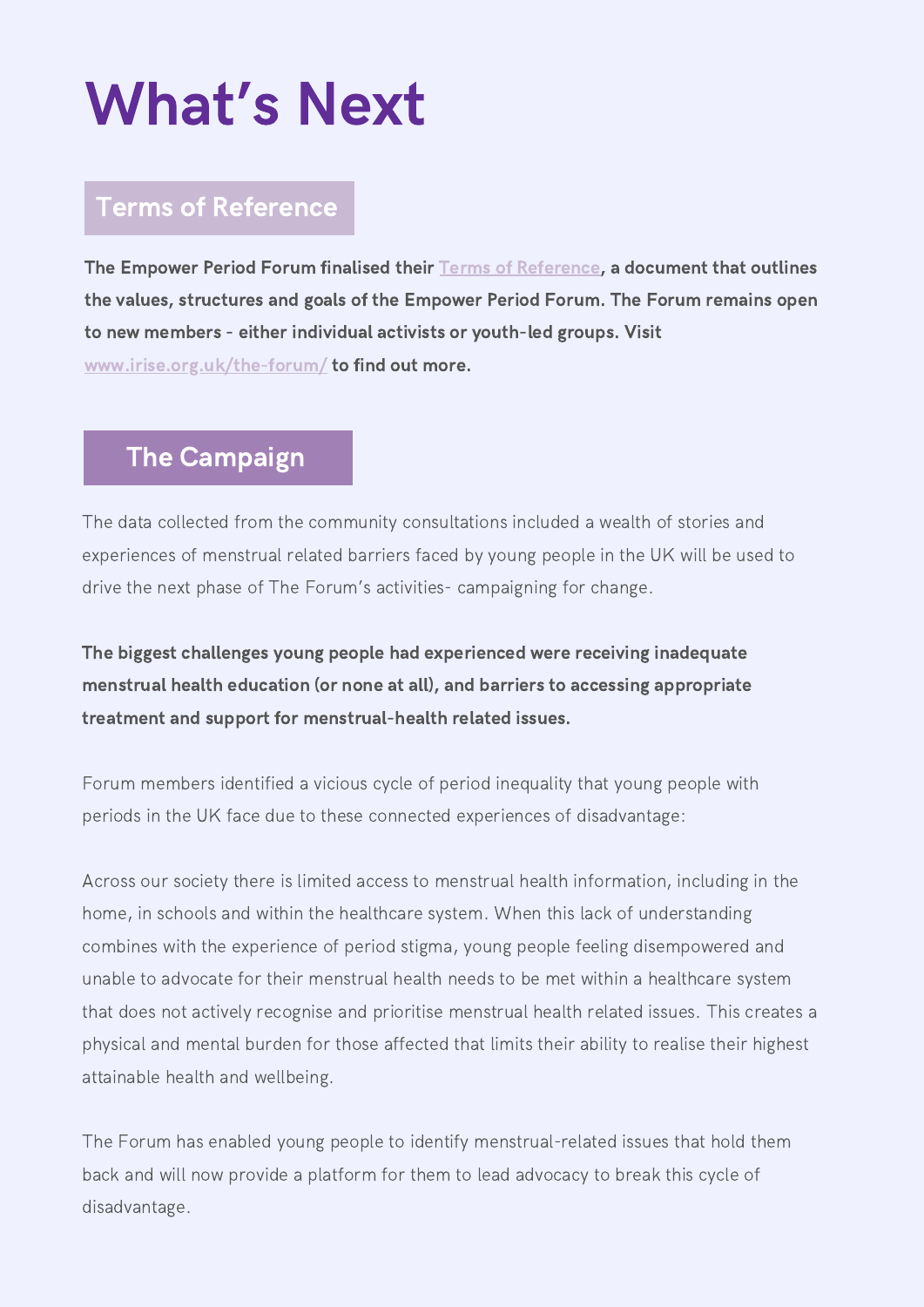# What's Next

## Terms of Reference

**The Empower Period Forum finalised their Terms of Reference, a document that outlines the values, structures and goals of the Empower Period Forum. The Forum remains open to new members - either individual activists or youth-led groups. Visit www.irise.org.uk/the-forum/ to find out more.**

## The Campaign

The data collected from the community consultations included a wealth of stories and experiences of menstrual related barriers faced by young people in the UK will be used to drive the next phase of The Forum's activities- campaigning for change.

**The biggest challenges young people had experienced were receiving inadequate menstrual health education (or none at all), and barriers to accessing appropriate treatment and support for menstrual-health related issues.**

Forum members identified a vicious cycle of period inequality that young people with periods in the UK face due to these connected experiences of disadvantage:

Across our society there is limited access to menstrual health information, including in the home, in schools and within the healthcare system. When this lack of understanding combines with the experience of period stigma, young people feeling disempowered and unable to advocate for their menstrual health needs to be met within a healthcare system that does not actively recognise and prioritise menstrual health related issues. This creates a physical and mental burden for those affected that limits their ability to realise their highest attainable health and wellbeing.

The Forum has enabled young people to identify menstrual-related issues that hold them back and will now provide a platform for them to lead advocacy to break this cycle of disadvantage.